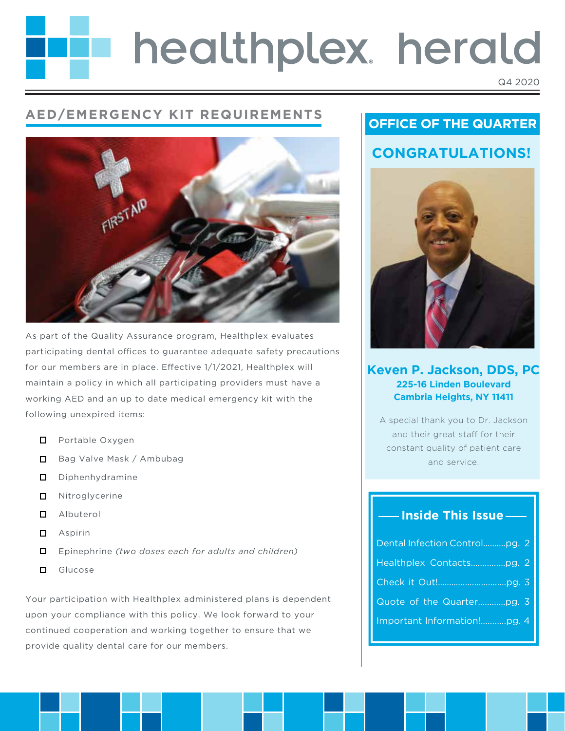# healthplex herald

Q4 2020

## AED/EMERGENCY KIT REQUIREMENTS

As part of the Quality Assurance program, Healthplex evaluates participating dental offices to guarantee adequate safety precautions for our members are in place. Effective 1/1/2021, Healthplex will maintain a policy in which all participating providers must have a working AED and an up to date medical emergency kit with the following unexpired items:

- ☐ Portable Oxygen
- ☐ Bag Valve Mask / Ambubag
- ☐ Diphenhydramine
- ☐ Nitroglycerine
- ☐ Albuterol
- ☐ Aspirin
- ☐ Epinephrine *(two doses each for adults and children)*
- ☐ Glucose

Your participation with Healthplex administered plans is dependent upon your compliance with this policy. We look forward to your continued cooperation and working together to ensure that we provide quality dental care for our members.

## OFFICE OF THE QUARTER

### CONGRATULATIONS!

**Keven P. Jackson, DDS, PC**
**225-16 Linden Boulevard**
**Cambria Heights, NY 11411**

A special thank you to Dr. Jackson and their great staff for their constant quality of patient care and service.

### Inside This Issue

- Dental Infection Control..........pg. 2
- Healthplex Contacts...............pg. 2
- Check it Out!.............................pg. 3
- Quote of the Quarter............pg. 3
- Important Information!...........pg. 4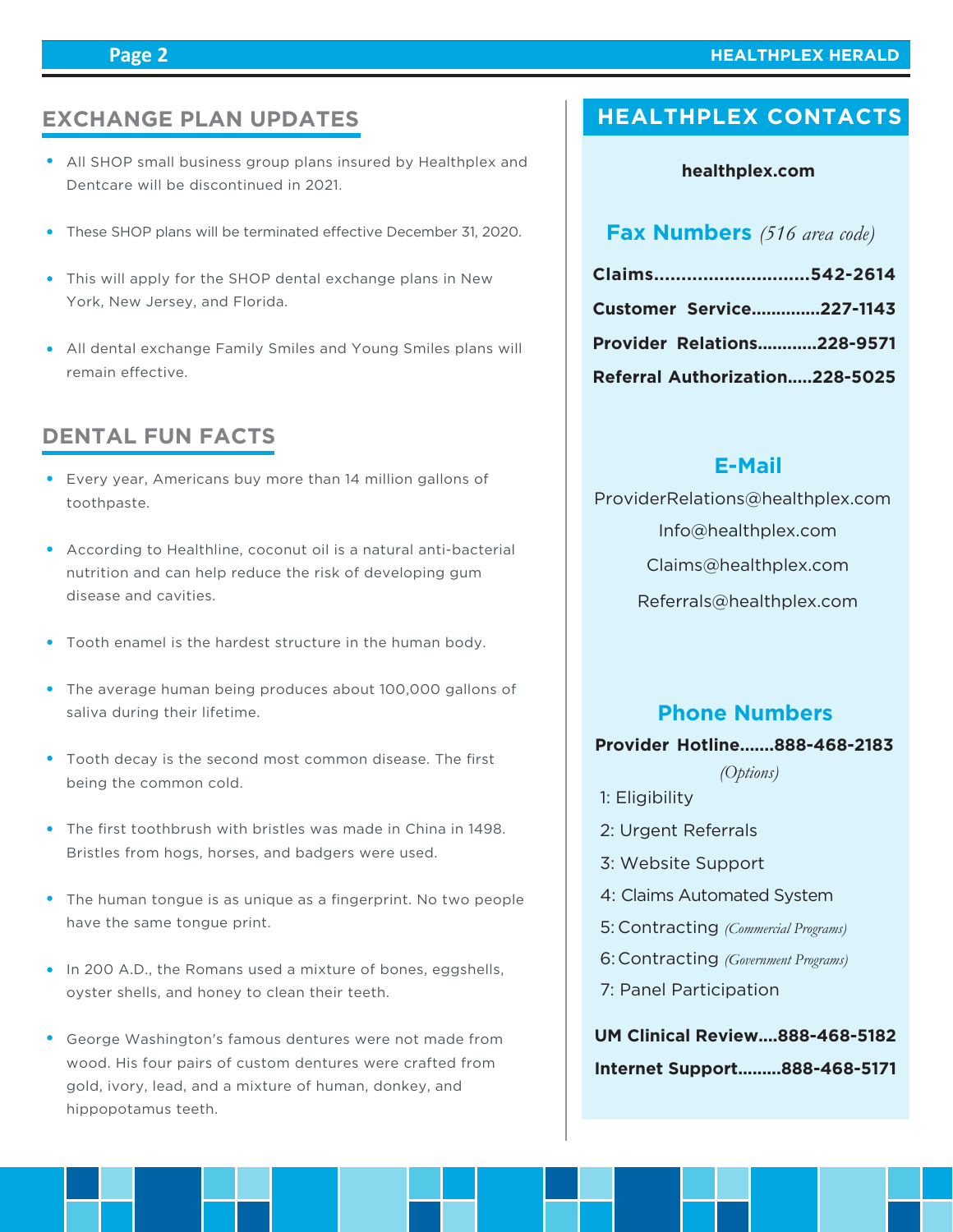## EXCHANGE PLAN UPDATES

- All SHOP small business group plans insured by Healthplex and Dentcare will be discontinued in 2021.
- These SHOP plans will be terminated effective December 31, 2020.
- This will apply for the SHOP dental exchange plans in New York, New Jersey, and Florida.
- All dental exchange Family Smiles and Young Smiles plans will remain effective.

## DENTAL FUN FACTS

- Every year, Americans buy more than 14 million gallons of toothpaste.
- According to Healthline, coconut oil is a natural anti-bacterial nutrition and can help reduce the risk of developing gum disease and cavities.
- Tooth enamel is the hardest structure in the human body.
- The average human being produces about 100,000 gallons of saliva during their lifetime.
- Tooth decay is the second most common disease. The first being the common cold.
- The first toothbrush with bristles was made in China in 1498. Bristles from hogs, horses, and badgers were used.
- The human tongue is as unique as a fingerprint. No two people have the same tongue print.
- In 200 A.D., the Romans used a mixture of bones, eggshells, oyster shells, and honey to clean their teeth.
- George Washington's famous dentures were not made from wood. His four pairs of custom dentures were crafted from gold, ivory, lead, and a mixture of human, donkey, and hippopotamus teeth.

## HEALTHPLEX CONTACTS

**healthplex.com**

### Fax Numbers *(516 area code)*

**Claims............................542-2614**

**Customer Service.............227-1143**

**Provider Relations...........228-9571**

**Referral Authorization.....228-5025**

### E-Mail

ProviderRelations@healthplex.com

Info@healthplex.com

Claims@healthplex.com

Referrals@healthplex.com

### Phone Numbers

**Provider Hotline.......888-468-2183**

*(Options)*

1: Eligibility

2: Urgent Referrals

3: Website Support

4: Claims Automated System

5: Contracting *(Commercial Programs)*

6: Contracting *(Government Programs)*

7: Panel Participation

**UM Clinical Review....888-468-5182**

**Internet Support.........888-468-5171**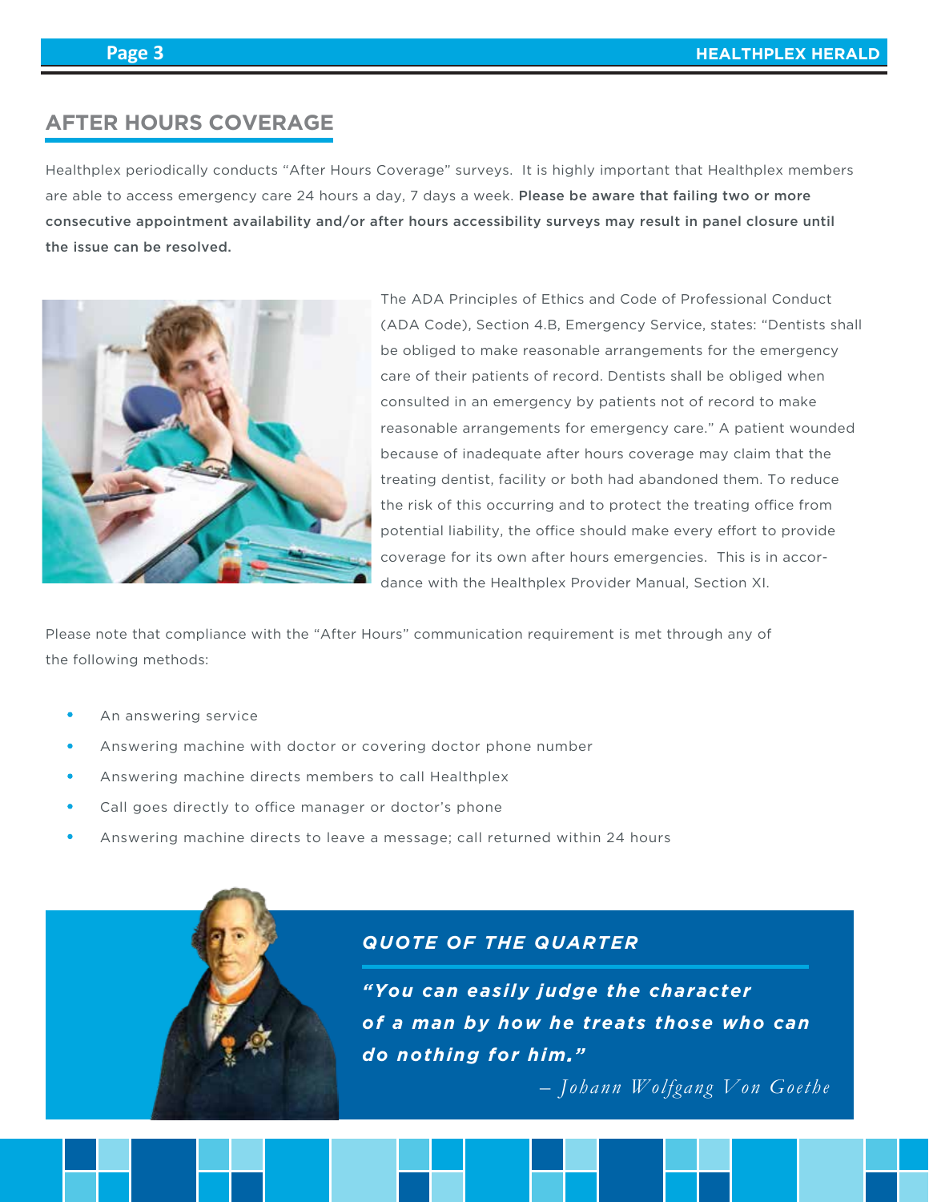## AFTER HOURS COVERAGE

Healthplex periodically conducts "After Hours Coverage" surveys. It is highly important that Healthplex members are able to access emergency care 24 hours a day, 7 days a week. **Please be aware that failing two or more consecutive appointment availability and/or after hours accessibility surveys may result in panel closure until the issue can be resolved.**

The ADA Principles of Ethics and Code of Professional Conduct (ADA Code), Section 4.B, Emergency Service, states: "Dentists shall be obliged to make reasonable arrangements for the emergency care of their patients of record. Dentists shall be obliged when consulted in an emergency by patients not of record to make reasonable arrangements for emergency care." A patient wounded because of inadequate after hours coverage may claim that the treating dentist, facility or both had abandoned them. To reduce the risk of this occurring and to protect the treating office from potential liability, the office should make every effort to provide coverage for its own after hours emergencies. This is in accordance with the Healthplex Provider Manual, Section XI.

Please note that compliance with the "After Hours" communication requirement is met through any of the following methods:

- An answering service
- Answering machine with doctor or covering doctor phone number
- Answering machine directs members to call Healthplex
- Call goes directly to office manager or doctor's phone
- Answering machine directs to leave a message; call returned within 24 hours

### QUOTE OF THE QUARTER

***"You can easily judge the character of a man by how he treats those who can do nothing for him."***

*– Johann Wolfgang Von Goethe*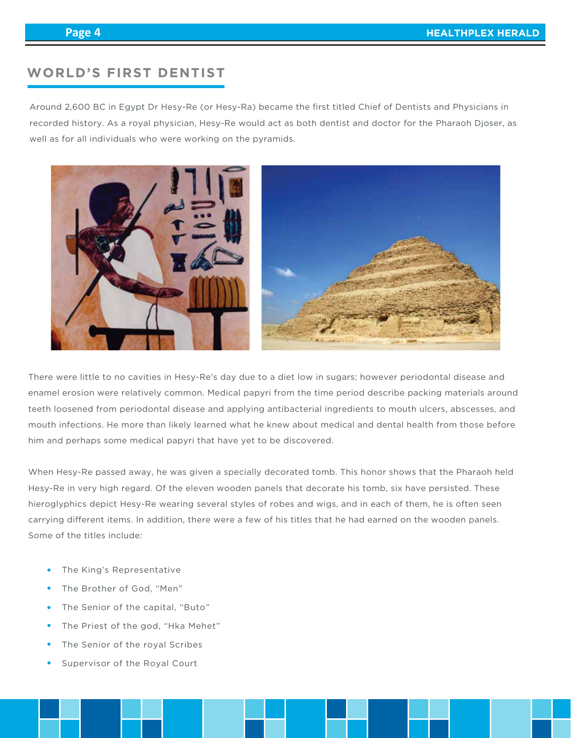## WORLD'S FIRST DENTIST

Around 2,600 BC in Egypt Dr Hesy-Re (or Hesy-Ra) became the first titled Chief of Dentists and Physicians in recorded history. As a royal physician, Hesy-Re would act as both dentist and doctor for the Pharaoh Djoser, as well as for all individuals who were working on the pyramids.

There were little to no cavities in Hesy-Re's day due to a diet low in sugars; however periodontal disease and enamel erosion were relatively common. Medical papyri from the time period describe packing materials around teeth loosened from periodontal disease and applying antibacterial ingredients to mouth ulcers, abscesses, and mouth infections. He more than likely learned what he knew about medical and dental health from those before him and perhaps some medical papyri that have yet to be discovered.

When Hesy-Re passed away, he was given a specially decorated tomb. This honor shows that the Pharaoh held Hesy-Re in very high regard. Of the eleven wooden panels that decorate his tomb, six have persisted. These hieroglyphics depict Hesy-Re wearing several styles of robes and wigs, and in each of them, he is often seen carrying different items. In addition, there were a few of his titles that he had earned on the wooden panels. Some of the titles include:

- The King's Representative
- The Brother of God, "Men"
- The Senior of the capital, "Buto"
- The Priest of the god, "Hka Mehet"
- The Senior of the royal Scribes
- Supervisor of the Royal Court